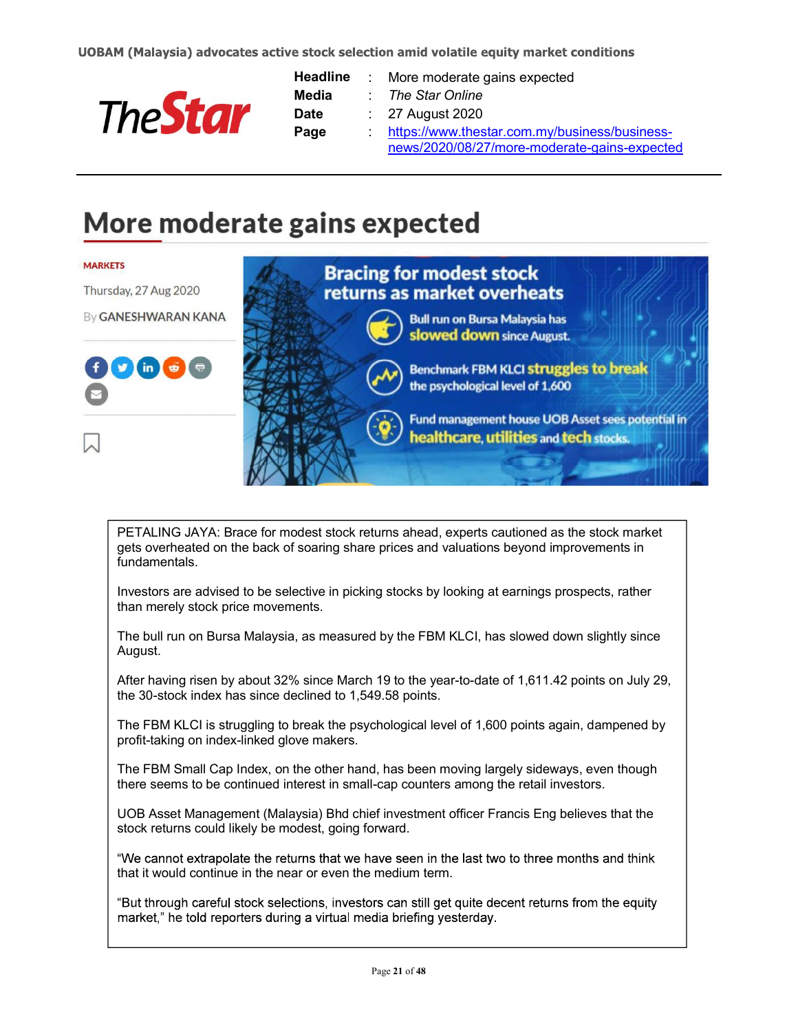UOBAM (Malaysia) advocates active stock selection amid volatile equity market conditions

| | | |
|---|---|---|
| **Headline** | : | More moderate gains expected |
| **Media** | : | *The Star Online* |
| **Date** | : | 27 August 2020 |
| **Page** | : | https://www.thestar.com.my/business/business-news/2020/08/27/more-moderate-gains-expected |

# More moderate gains expected

MARKETS

Thursday, 27 Aug 2020

By GANESHWARAN KANA

**Bracing for modest stock returns as market overheats**

- Bull run on Bursa Malaysia has **slowed down** since August.
- Benchmark FBM KLCI **struggles to break** the psychological level of 1,600
- Fund management house UOB Asset sees potential in **healthcare, utilities** and **tech** stocks.

PETALING JAYA: Brace for modest stock returns ahead, experts cautioned as the stock market gets overheated on the back of soaring share prices and valuations beyond improvements in fundamentals.

Investors are advised to be selective in picking stocks by looking at earnings prospects, rather than merely stock price movements.

The bull run on Bursa Malaysia, as measured by the FBM KLCI, has slowed down slightly since August.

After having risen by about 32% since March 19 to the year-to-date of 1,611.42 points on July 29, the 30-stock index has since declined to 1,549.58 points.

The FBM KLCI is struggling to break the psychological level of 1,600 points again, dampened by profit-taking on index-linked glove makers.

The FBM Small Cap Index, on the other hand, has been moving largely sideways, even though there seems to be continued interest in small-cap counters among the retail investors.

UOB Asset Management (Malaysia) Bhd chief investment officer Francis Eng believes that the stock returns could likely be modest, going forward.

"We cannot extrapolate the returns that we have seen in the last two to three months and think that it would continue in the near or even the medium term.

"But through careful stock selections, investors can still get quite decent returns from the equity market," he told reporters during a virtual media briefing yesterday.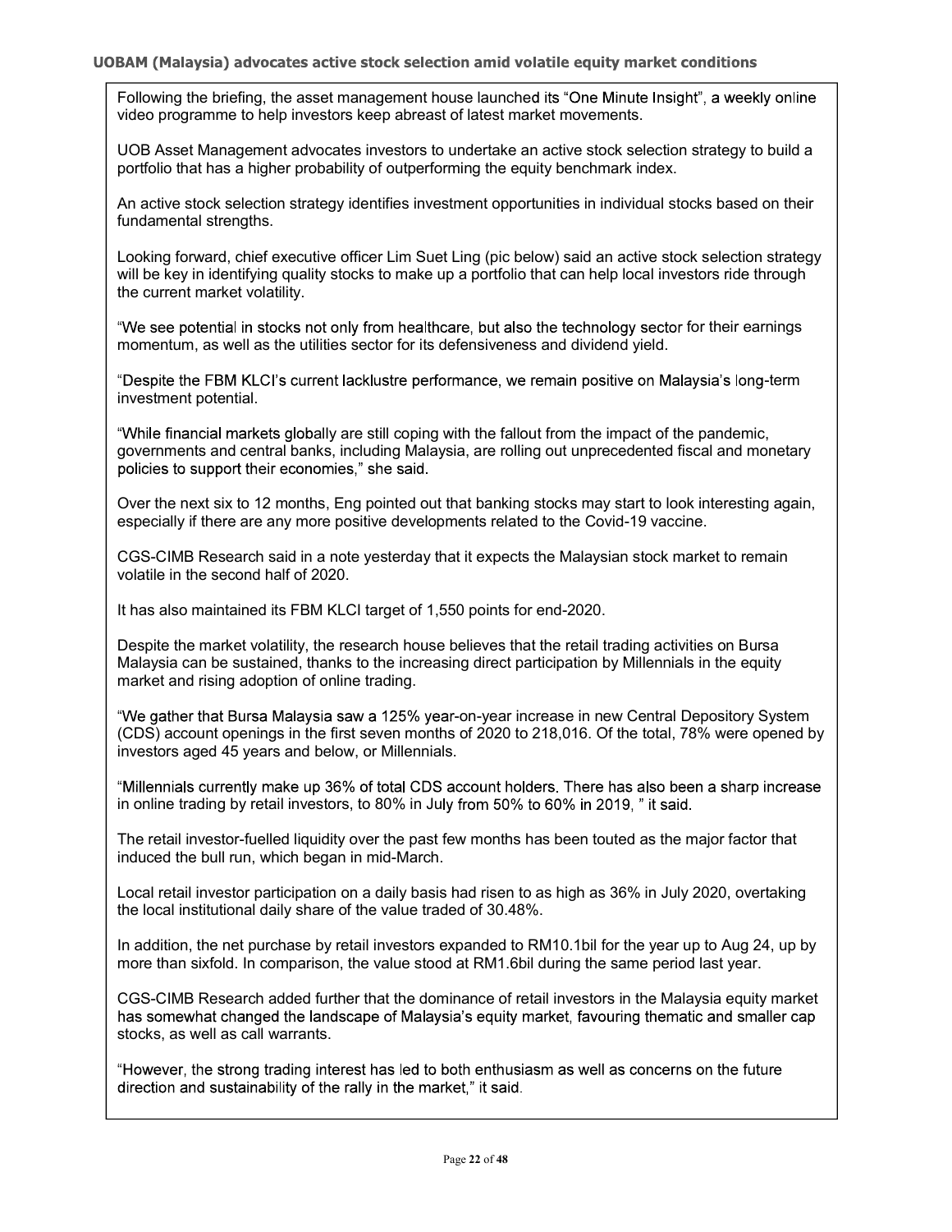**UOBAM (Malaysia) advocates active stock selection amid volatile equity market conditions**

Following the briefing, the asset management house launched its "One Minute Insight", a weekly online video programme to help investors keep abreast of latest market movements.

UOB Asset Management advocates investors to undertake an active stock selection strategy to build a portfolio that has a higher probability of outperforming the equity benchmark index.

An active stock selection strategy identifies investment opportunities in individual stocks based on their fundamental strengths.

Looking forward, chief executive officer Lim Suet Ling (pic below) said an active stock selection strategy will be key in identifying quality stocks to make up a portfolio that can help local investors ride through the current market volatility.

"We see potential in stocks not only from healthcare, but also the technology sector for their earnings momentum, as well as the utilities sector for its defensiveness and dividend yield.

"Despite the FBM KLCI's current lacklustre performance, we remain positive on Malaysia's long-term investment potential.

"While financial markets globally are still coping with the fallout from the impact of the pandemic, governments and central banks, including Malaysia, are rolling out unprecedented fiscal and monetary policies to support their economies," she said.

Over the next six to 12 months, Eng pointed out that banking stocks may start to look interesting again, especially if there are any more positive developments related to the Covid-19 vaccine.

CGS-CIMB Research said in a note yesterday that it expects the Malaysian stock market to remain volatile in the second half of 2020.

It has also maintained its FBM KLCI target of 1,550 points for end-2020.

Despite the market volatility, the research house believes that the retail trading activities on Bursa Malaysia can be sustained, thanks to the increasing direct participation by Millennials in the equity market and rising adoption of online trading.

"We gather that Bursa Malaysia saw a 125% year-on-year increase in new Central Depository System (CDS) account openings in the first seven months of 2020 to 218,016. Of the total, 78% were opened by investors aged 45 years and below, or Millennials.

"Millennials currently make up 36% of total CDS account holders. There has also been a sharp increase in online trading by retail investors, to 80% in July from 50% to 60% in 2019, " it said.

The retail investor-fuelled liquidity over the past few months has been touted as the major factor that induced the bull run, which began in mid-March.

Local retail investor participation on a daily basis had risen to as high as 36% in July 2020, overtaking the local institutional daily share of the value traded of 30.48%.

In addition, the net purchase by retail investors expanded to RM10.1bil for the year up to Aug 24, up by more than sixfold. In comparison, the value stood at RM1.6bil during the same period last year.

CGS-CIMB Research added further that the dominance of retail investors in the Malaysia equity market has somewhat changed the landscape of Malaysia's equity market, favouring thematic and smaller cap stocks, as well as call warrants.

"However, the strong trading interest has led to both enthusiasm as well as concerns on the future direction and sustainability of the rally in the market," it said.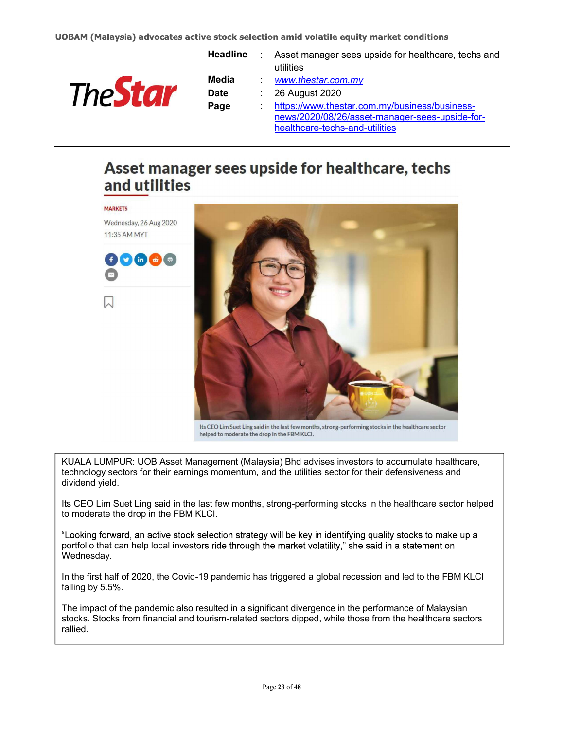UOBAM (Malaysia) advocates active stock selection amid volatile equity market conditions

| | | |
|---|---|---|
| **Headline** | : | Asset manager sees upside for healthcare, techs and utilities |
| **Media** | : | www.thestar.com.my |
| **Date** | : | 26 August 2020 |
| **Page** | : | https://www.thestar.com.my/business/business-news/2020/08/26/asset-manager-sees-upside-for-healthcare-techs-and-utilities |

# Asset manager sees upside for healthcare, techs and utilities

MARKETS

Wednesday, 26 Aug 2020
11:35 AM MYT

Its CEO Lim Suet Ling said in the last few months, strong-performing stocks in the healthcare sector helped to moderate the drop in the FBM KLCI.

KUALA LUMPUR: UOB Asset Management (Malaysia) Bhd advises investors to accumulate healthcare, technology sectors for their earnings momentum, and the utilities sector for their defensiveness and dividend yield.

Its CEO Lim Suet Ling said in the last few months, strong-performing stocks in the healthcare sector helped to moderate the drop in the FBM KLCI.

"Looking forward, an active stock selection strategy will be key in identifying quality stocks to make up a portfolio that can help local investors ride through the market volatility," she said in a statement on Wednesday.

In the first half of 2020, the Covid-19 pandemic has triggered a global recession and led to the FBM KLCI falling by 5.5%.

The impact of the pandemic also resulted in a significant divergence in the performance of Malaysian stocks. Stocks from financial and tourism-related sectors dipped, while those from the healthcare sectors rallied.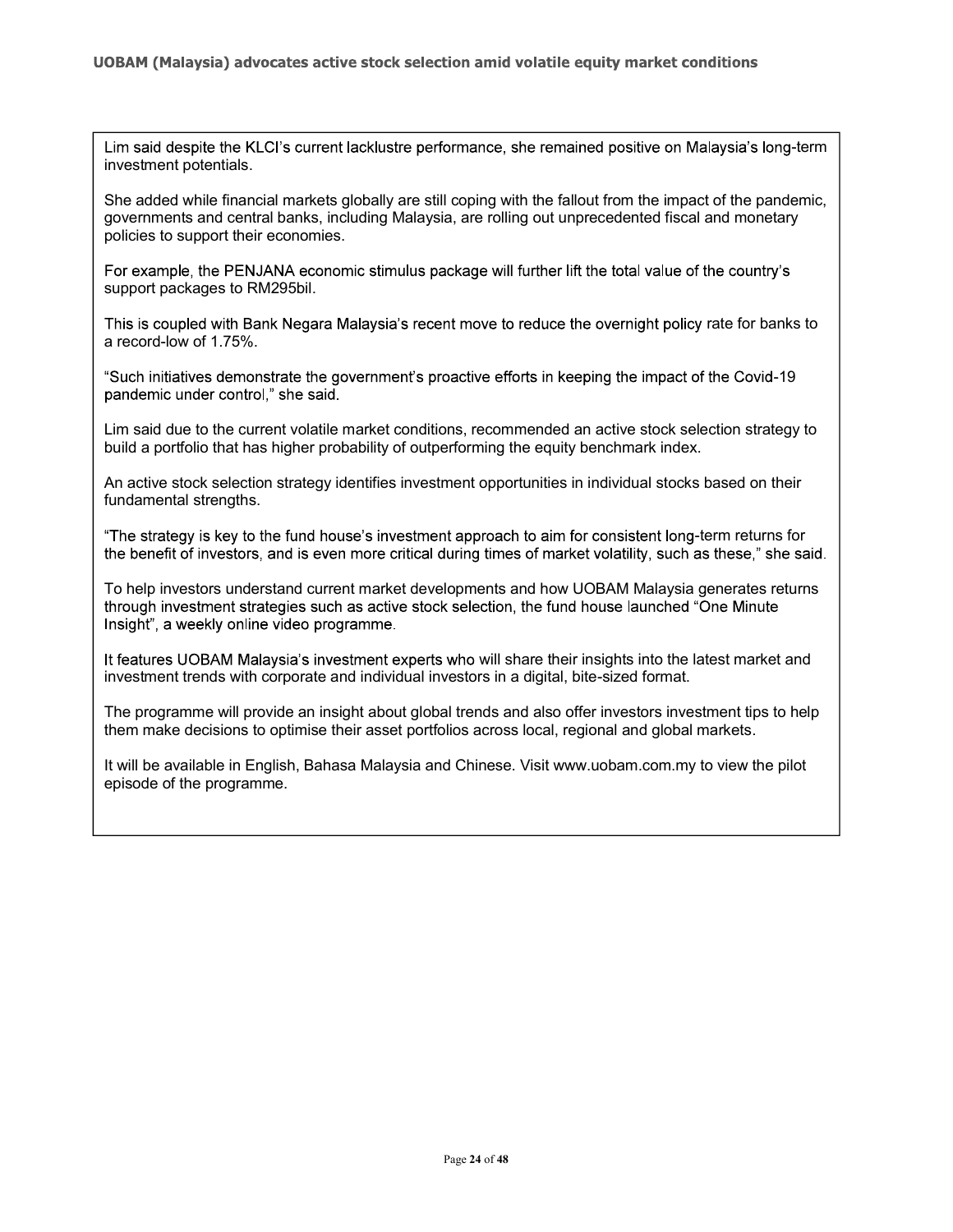Lim said despite the KLCI's current lacklustre performance, she remained positive on Malaysia's long-term investment potentials.

She added while financial markets globally are still coping with the fallout from the impact of the pandemic, governments and central banks, including Malaysia, are rolling out unprecedented fiscal and monetary policies to support their economies.

For example, the PENJANA economic stimulus package will further lift the total value of the country's support packages to RM295bil.

This is coupled with Bank Negara Malaysia's recent move to reduce the overnight policy rate for banks to a record-low of 1.75%.

"Such initiatives demonstrate the government's proactive efforts in keeping the impact of the Covid-19 pandemic under control," she said.

Lim said due to the current volatile market conditions, recommended an active stock selection strategy to build a portfolio that has higher probability of outperforming the equity benchmark index.

An active stock selection strategy identifies investment opportunities in individual stocks based on their fundamental strengths.

"The strategy is key to the fund house's investment approach to aim for consistent long-term returns for the benefit of investors, and is even more critical during times of market volatility, such as these," she said.

To help investors understand current market developments and how UOBAM Malaysia generates returns through investment strategies such as active stock selection, the fund house launched "One Minute Insight", a weekly online video programme.

It features UOBAM Malaysia's investment experts who will share their insights into the latest market and investment trends with corporate and individual investors in a digital, bite-sized format.

The programme will provide an insight about global trends and also offer investors investment tips to help them make decisions to optimise their asset portfolios across local, regional and global markets.

It will be available in English, Bahasa Malaysia and Chinese. Visit www.uobam.com.my to view the pilot episode of the programme.